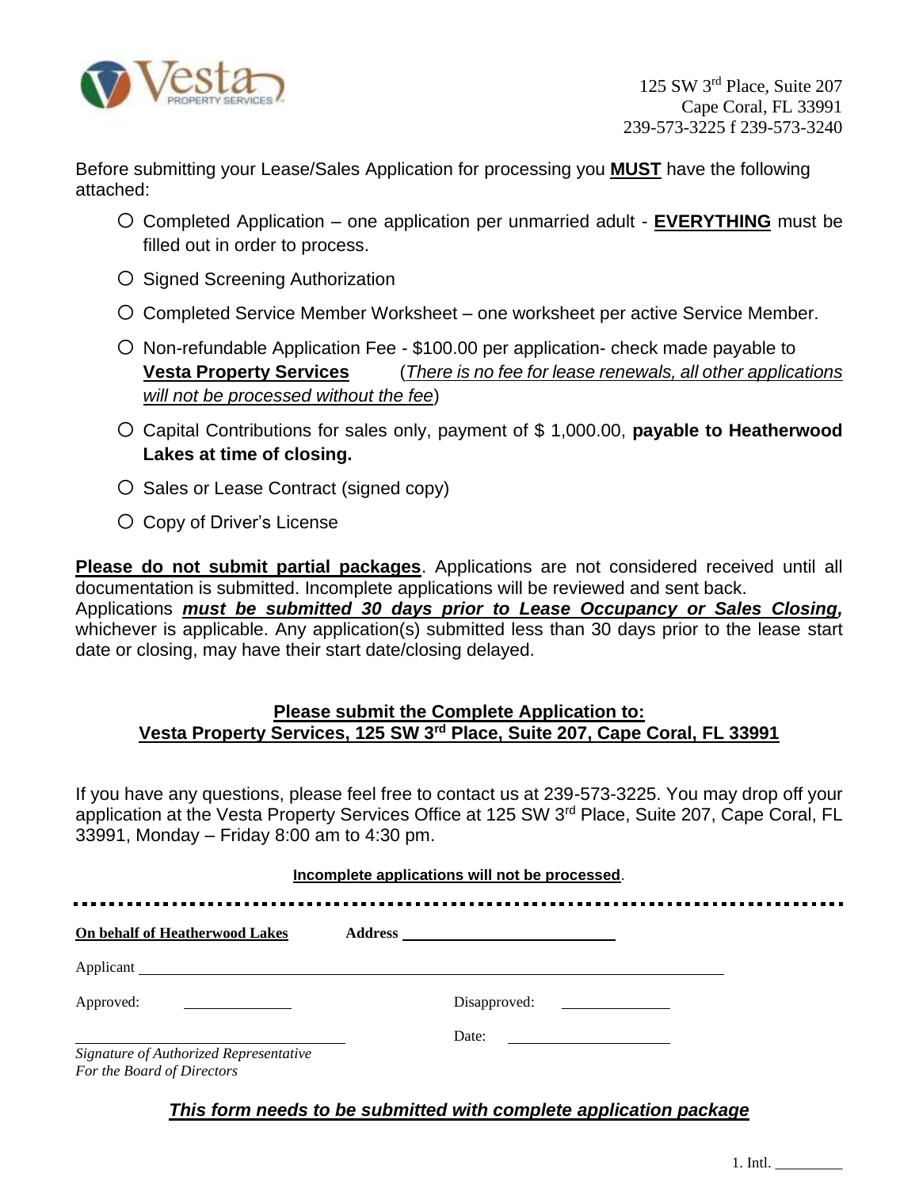Vesta PROPERTY SERVICES

125 SW 3rd Place, Suite 207
Cape Coral, FL 33991
239-573-3225 f 239-573-3240

Before submitting your Lease/Sales Application for processing you **MUST** have the following attached:

- ○ Completed Application – one application per unmarried adult - **EVERYTHING** must be filled out in order to process.
- ○ Signed Screening Authorization
- ○ Completed Service Member Worksheet – one worksheet per active Service Member.
- ○ Non-refundable Application Fee - $100.00 per application- check made payable to **Vesta Property Services** (*There is no fee for lease renewals, all other applications will not be processed without the fee*)
- ○ Capital Contributions for sales only, payment of $ 1,000.00, **payable to Heatherwood Lakes at time of closing.**
- ○ Sales or Lease Contract (signed copy)
- ○ Copy of Driver's License

**Please do not submit partial packages**. Applications are not considered received until all documentation is submitted. Incomplete applications will be reviewed and sent back. Applications ***must be submitted 30 days prior to Lease Occupancy or Sales Closing,*** whichever is applicable. Any application(s) submitted less than 30 days prior to the lease start date or closing, may have their start date/closing delayed.

**Please submit the Complete Application to:**
**Vesta Property Services, 125 SW 3rd Place, Suite 207, Cape Coral, FL 33991**

If you have any questions, please feel free to contact us at 239-573-3225. You may drop off your application at the Vesta Property Services Office at 125 SW 3rd Place, Suite 207, Cape Coral, FL 33991, Monday – Friday 8:00 am to 4:30 pm.

**Incomplete applications will not be processed**.

---

**On behalf of Heatherwood Lakes** **Address** ______________________

Applicant ____________________________________________

Approved: ____________ Disapproved: ____________

______________________________ Date: ________________

*Signature of Authorized Representative*
*For the Board of Directors*

***This form needs to be submitted with complete application package***

1. Intl. _________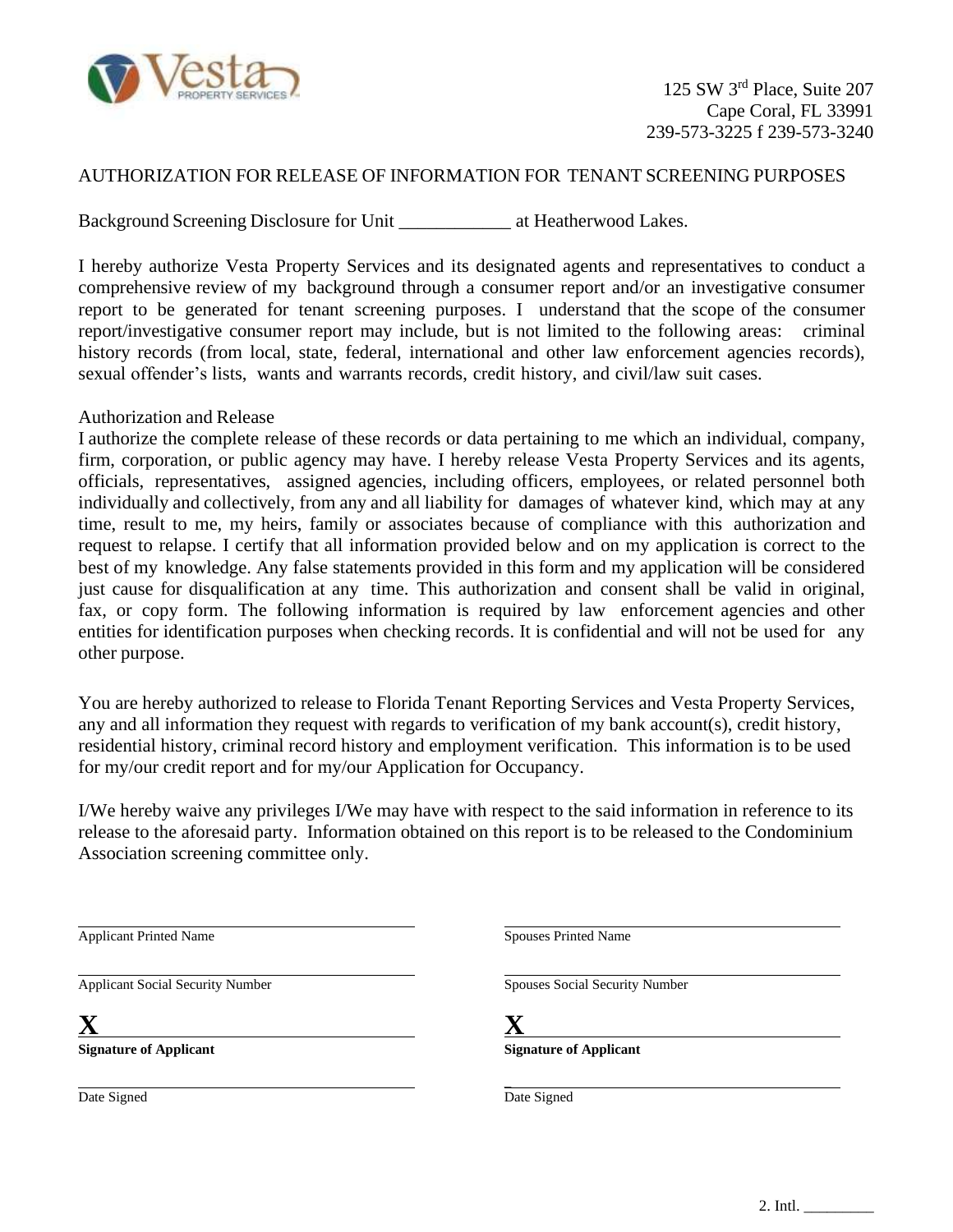125 SW 3rd Place, Suite 207
Cape Coral, FL 33991
239-573-3225 f 239-573-3240

AUTHORIZATION FOR RELEASE OF INFORMATION FOR TENANT SCREENING PURPOSES

Background Screening Disclosure for Unit ____________ at Heatherwood Lakes.

I hereby authorize Vesta Property Services and its designated agents and representatives to conduct a comprehensive review of my background through a consumer report and/or an investigative consumer report to be generated for tenant screening purposes. I understand that the scope of the consumer report/investigative consumer report may include, but is not limited to the following areas: criminal history records (from local, state, federal, international and other law enforcement agencies records), sexual offender's lists, wants and warrants records, credit history, and civil/law suit cases.

Authorization and Release
I authorize the complete release of these records or data pertaining to me which an individual, company, firm, corporation, or public agency may have. I hereby release Vesta Property Services and its agents, officials, representatives, assigned agencies, including officers, employees, or related personnel both individually and collectively, from any and all liability for damages of whatever kind, which may at any time, result to me, my heirs, family or associates because of compliance with this authorization and request to relapse. I certify that all information provided below and on my application is correct to the best of my knowledge. Any false statements provided in this form and my application will be considered just cause for disqualification at any time. This authorization and consent shall be valid in original, fax, or copy form. The following information is required by law enforcement agencies and other entities for identification purposes when checking records. It is confidential and will not be used for any other purpose.

You are hereby authorized to release to Florida Tenant Reporting Services and Vesta Property Services, any and all information they request with regards to verification of my bank account(s), credit history, residential history, criminal record history and employment verification. This information is to be used for my/our credit report and for my/our Application for Occupancy.

I/We hereby waive any privileges I/We may have with respect to the said information in reference to its release to the aforesaid party. Information obtained on this report is to be released to the Condominium Association screening committee only.

______________________________
Applicant Printed Name

______________________________
Spouses Printed Name

______________________________
Applicant Social Security Number

______________________________
Spouses Social Security Number

**X** ______________________________
**Signature of Applicant**

**X** ______________________________
**Signature of Applicant**

______________________________
Date Signed

______________________________
Date Signed

2. Intl. _________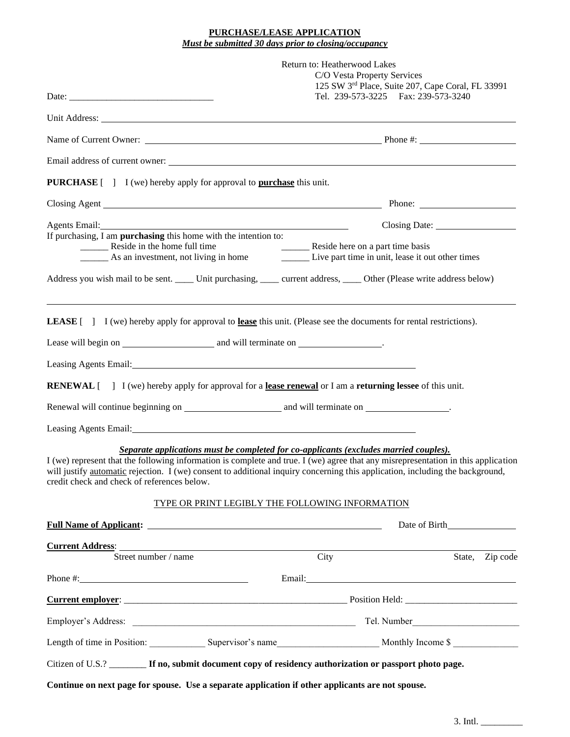**PURCHASE/LEASE APPLICATION**

***Must be submitted 30 days prior to closing/occupancy***

Return to: Heatherwood Lakes
C/O Vesta Property Services
125 SW 3rd Place, Suite 207, Cape Coral, FL 33991
Tel. 239-573-3225 Fax: 239-573-3240

Date: ______________________________

Unit Address: ______________________________

Name of Current Owner: ______________________________ Phone #: ____________________

Email address of current owner: ______________________________

**PURCHASE** [ ] I (we) hereby apply for approval to **purchase** this unit.

Closing Agent ______________________________ Phone: ____________________

Agents Email: ______________________________ Closing Date: ________________

If purchasing, I am **purchasing** this home with the intention to:

______ Reside in the home full time ______ Reside here on a part time basis

______ As an investment, not living in home ______ Live part time in unit, lease it out other times

Address you wish mail to be sent. ____ Unit purchasing, ____ current address, ____ Other (Please write address below)

______________________________

**LEASE** [ ] I (we) hereby apply for approval to **lease** this unit. (Please see the documents for rental restrictions).

Lease will begin on ____________________ and will terminate on ________________.

Leasing Agents Email: ______________________________

**RENEWAL** [ ] I (we) hereby apply for approval for a **lease renewal** or I am a **returning lessee** of this unit.

Renewal will continue beginning on ____________________ and will terminate on ________________.

Leasing Agents Email: ______________________________

***Separate applications must be completed for co-applicants (excludes married couples).***

I (we) represent that the following information is complete and true. I (we) agree that any misrepresentation in this application will justify automatic rejection. I (we) consent to additional inquiry concerning this application, including the background, credit check and check of references below.

TYPE OR PRINT LEGIBLY THE FOLLOWING INFORMATION

**Full Name of Applicant:** ______________________________ Date of Birth ______________

**Current Address**: ______________________________

Street number / name City State, Zip code

Phone #: ______________________________ Email: ______________________________

**Current employer**: ______________________________ Position Held: ________________________

Employer's Address: ______________________________ Tel. Number ______________________

Length of time in Position: ____________ Supervisor's name ____________________ Monthly Income $ ______________

Citizen of U.S.? ________ **If no, submit document copy of residency authorization or passport photo page.**

**Continue on next page for spouse. Use a separate application if other applicants are not spouse.**

3. Intl. _________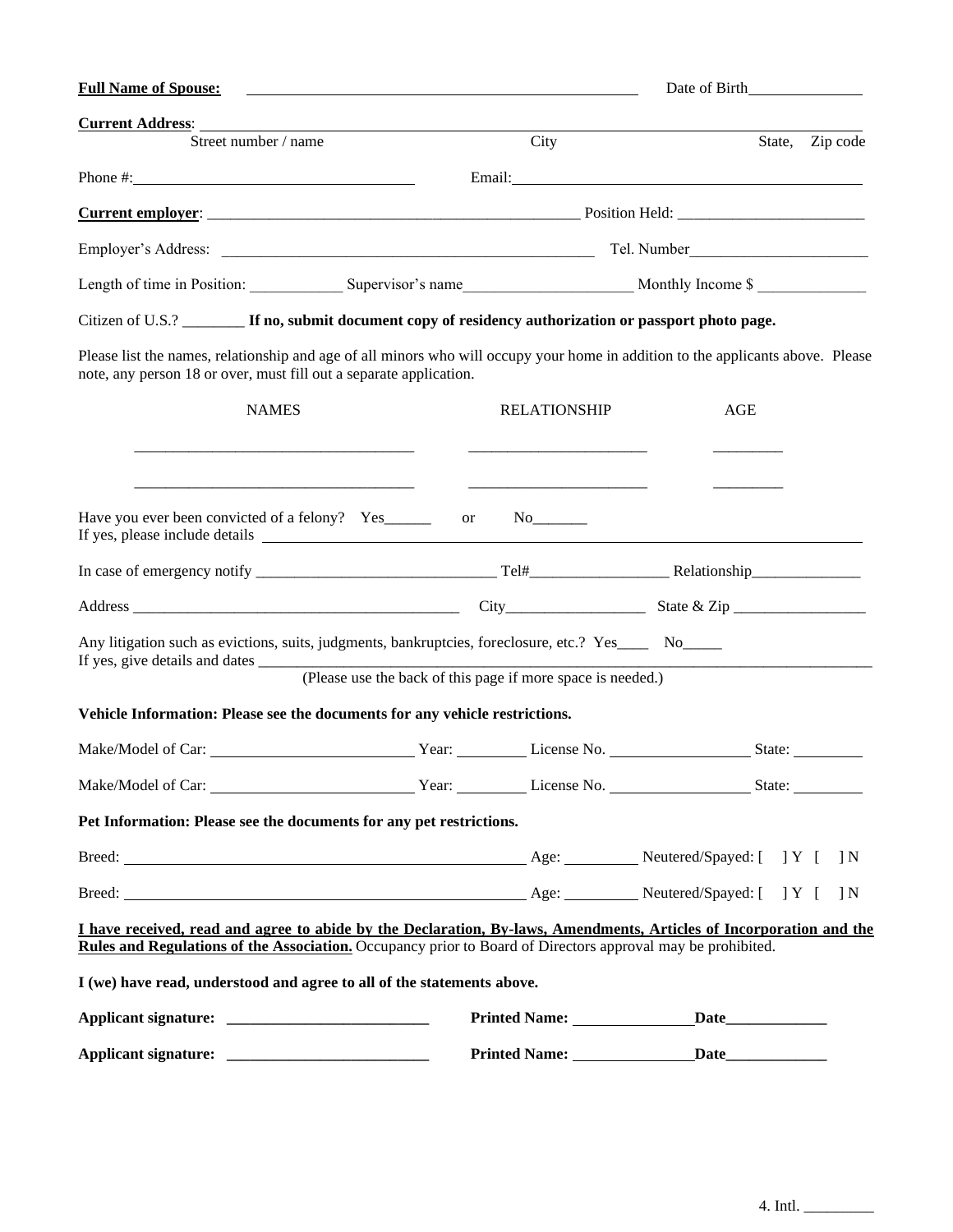**Full Name of Spouse:** ____________________________________________ Date of Birth______________

**Current Address**: ____________________________________________________________________________
Street number / name                    City                    State, Zip code

Phone #:________________________________ Email:________________________________________

**Current employer**: _______________________________________________ Position Held: ______________________

Employer's Address: _______________________________________________ Tel. Number______________________

Length of time in Position: ___________ Supervisor's name_____________________ Monthly Income $ _____________

Citizen of U.S.? ________ **If no, submit document copy of residency authorization or passport photo page.**

Please list the names, relationship and age of all minors who will occupy your home in addition to the applicants above. Please note, any person 18 or over, must fill out a separate application.

| NAMES | RELATIONSHIP | AGE |
|---|---|---|
| ___________________________________ | _______________________ | _________ |
| ___________________________________ | _______________________ | _________ |

Have you ever been convicted of a felony? Yes______ or No_______
If yes, please include details ____________________________________________________________________________

In case of emergency notify _______________________________ Tel#_________________ Relationship______________

Address ___________________________________________ City_________________ State & Zip _________________

Any litigation such as evictions, suits, judgments, bankruptcies, foreclosure, etc.? Yes____ No_____
If yes, give details and dates ____________________________________________________________________________
(Please use the back of this page if more space is needed.)

**Vehicle Information: Please see the documents for any vehicle restrictions.**

Make/Model of Car: _________________________ Year: _________ License No. _________________ State: _________

Make/Model of Car: _________________________ Year: _________ License No. _________________ State: _________

**Pet Information: Please see the documents for any pet restrictions.**

Breed: ___________________________________________________ Age: _________ Neutered/Spayed: [ ] Y [ ] N

Breed: ___________________________________________________ Age: _________ Neutered/Spayed: [ ] Y [ ] N

**I have received, read and agree to abide by the Declaration, By-laws, Amendments, Articles of Incorporation and the Rules and Regulations of the Association.** Occupancy prior to Board of Directors approval may be prohibited.

**I (we) have read, understood and agree to all of the statements above.**

**Applicant signature:** __________________________ **Printed Name:** _______________ **Date**_____________

**Applicant signature:** __________________________ **Printed Name:** _______________ **Date**_____________

4. Intl. _________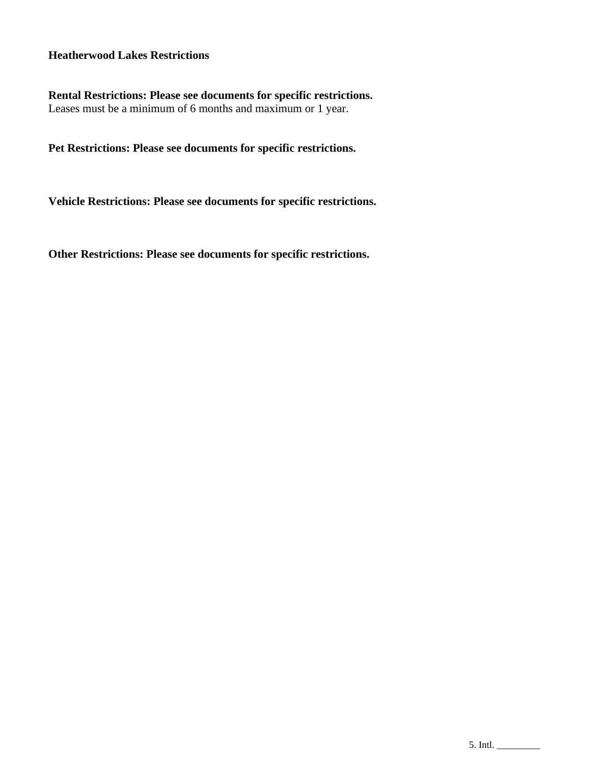**Heatherwood Lakes Restrictions**

**Rental Restrictions: Please see documents for specific restrictions.**
Leases must be a minimum of 6 months and maximum or 1 year.

**Pet Restrictions: Please see documents for specific restrictions.**

**Vehicle Restrictions: Please see documents for specific restrictions.**

**Other Restrictions: Please see documents for specific restrictions.**

5. Intl. _________